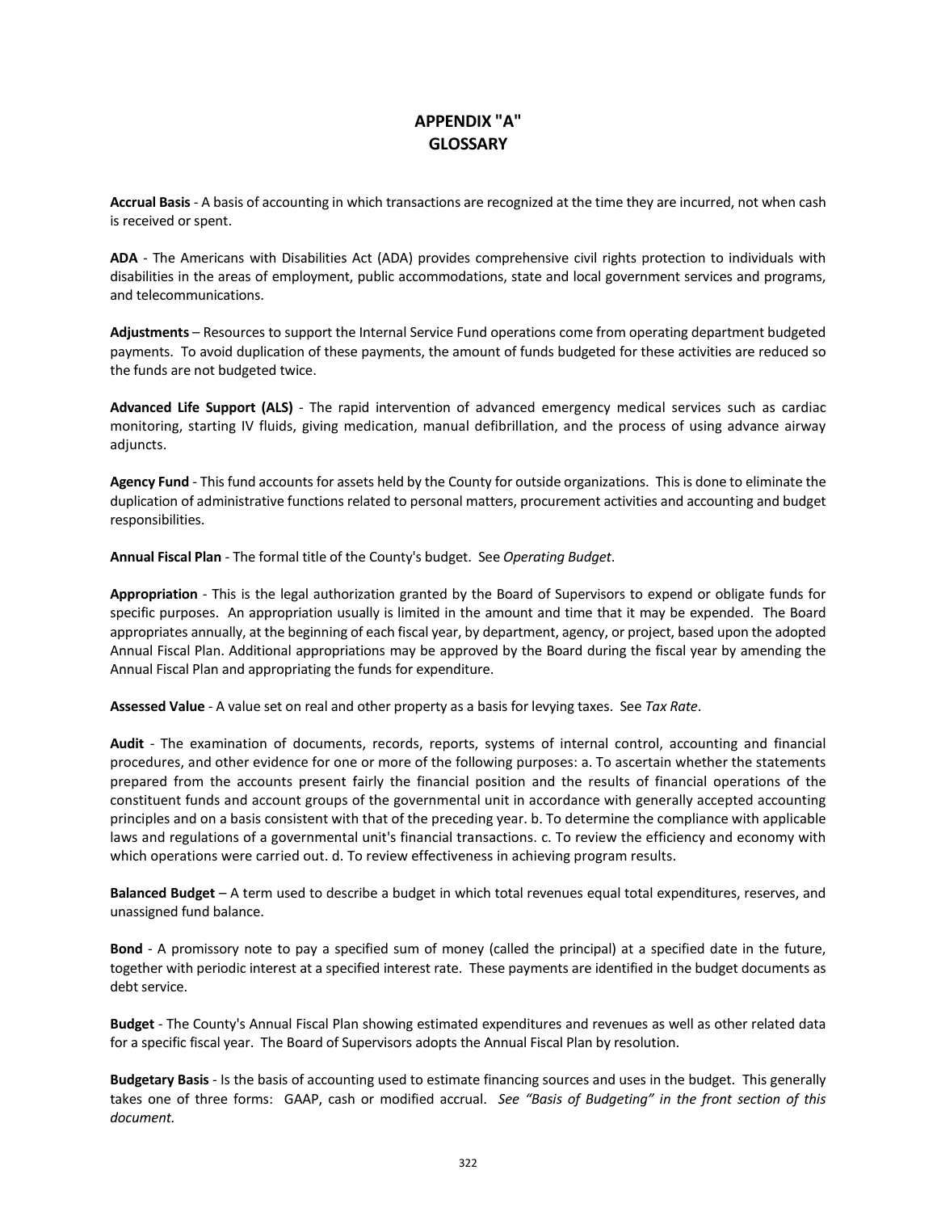# APPENDIX "A"
# GLOSSARY

**Accrual Basis** - A basis of accounting in which transactions are recognized at the time they are incurred, not when cash is received or spent.

**ADA** - The Americans with Disabilities Act (ADA) provides comprehensive civil rights protection to individuals with disabilities in the areas of employment, public accommodations, state and local government services and programs, and telecommunications.

**Adjustments** – Resources to support the Internal Service Fund operations come from operating department budgeted payments. To avoid duplication of these payments, the amount of funds budgeted for these activities are reduced so the funds are not budgeted twice.

**Advanced Life Support (ALS)** - The rapid intervention of advanced emergency medical services such as cardiac monitoring, starting IV fluids, giving medication, manual defibrillation, and the process of using advance airway adjuncts.

**Agency Fund** - This fund accounts for assets held by the County for outside organizations. This is done to eliminate the duplication of administrative functions related to personal matters, procurement activities and accounting and budget responsibilities.

**Annual Fiscal Plan** - The formal title of the County's budget. See *Operating Budget*.

**Appropriation** - This is the legal authorization granted by the Board of Supervisors to expend or obligate funds for specific purposes. An appropriation usually is limited in the amount and time that it may be expended. The Board appropriates annually, at the beginning of each fiscal year, by department, agency, or project, based upon the adopted Annual Fiscal Plan. Additional appropriations may be approved by the Board during the fiscal year by amending the Annual Fiscal Plan and appropriating the funds for expenditure.

**Assessed Value** - A value set on real and other property as a basis for levying taxes. See *Tax Rate*.

**Audit** - The examination of documents, records, reports, systems of internal control, accounting and financial procedures, and other evidence for one or more of the following purposes: a. To ascertain whether the statements prepared from the accounts present fairly the financial position and the results of financial operations of the constituent funds and account groups of the governmental unit in accordance with generally accepted accounting principles and on a basis consistent with that of the preceding year. b. To determine the compliance with applicable laws and regulations of a governmental unit's financial transactions. c. To review the efficiency and economy with which operations were carried out. d. To review effectiveness in achieving program results.

**Balanced Budget** – A term used to describe a budget in which total revenues equal total expenditures, reserves, and unassigned fund balance.

**Bond** - A promissory note to pay a specified sum of money (called the principal) at a specified date in the future, together with periodic interest at a specified interest rate. These payments are identified in the budget documents as debt service.

**Budget** - The County's Annual Fiscal Plan showing estimated expenditures and revenues as well as other related data for a specific fiscal year. The Board of Supervisors adopts the Annual Fiscal Plan by resolution.

**Budgetary Basis** - Is the basis of accounting used to estimate financing sources and uses in the budget. This generally takes one of three forms: GAAP, cash or modified accrual. *See "Basis of Budgeting" in the front section of this document.*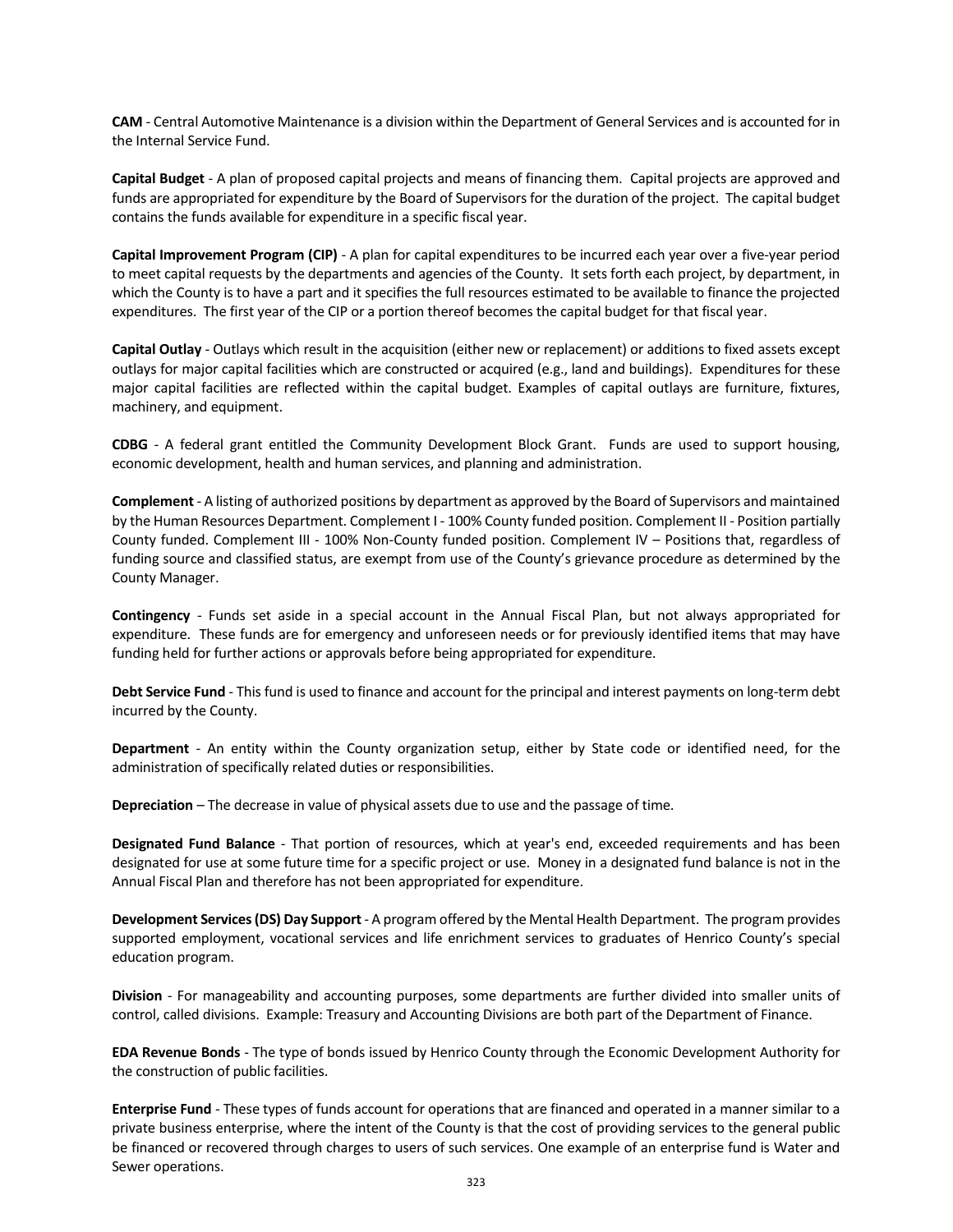**CAM** - Central Automotive Maintenance is a division within the Department of General Services and is accounted for in the Internal Service Fund.

**Capital Budget** - A plan of proposed capital projects and means of financing them. Capital projects are approved and funds are appropriated for expenditure by the Board of Supervisors for the duration of the project. The capital budget contains the funds available for expenditure in a specific fiscal year.

**Capital Improvement Program (CIP)** - A plan for capital expenditures to be incurred each year over a five-year period to meet capital requests by the departments and agencies of the County. It sets forth each project, by department, in which the County is to have a part and it specifies the full resources estimated to be available to finance the projected expenditures. The first year of the CIP or a portion thereof becomes the capital budget for that fiscal year.

**Capital Outlay** - Outlays which result in the acquisition (either new or replacement) or additions to fixed assets except outlays for major capital facilities which are constructed or acquired (e.g., land and buildings). Expenditures for these major capital facilities are reflected within the capital budget. Examples of capital outlays are furniture, fixtures, machinery, and equipment.

**CDBG** - A federal grant entitled the Community Development Block Grant. Funds are used to support housing, economic development, health and human services, and planning and administration.

**Complement** - A listing of authorized positions by department as approved by the Board of Supervisors and maintained by the Human Resources Department. Complement I - 100% County funded position. Complement II - Position partially County funded. Complement III - 100% Non-County funded position. Complement IV – Positions that, regardless of funding source and classified status, are exempt from use of the County's grievance procedure as determined by the County Manager.

**Contingency** - Funds set aside in a special account in the Annual Fiscal Plan, but not always appropriated for expenditure. These funds are for emergency and unforeseen needs or for previously identified items that may have funding held for further actions or approvals before being appropriated for expenditure.

**Debt Service Fund** - This fund is used to finance and account for the principal and interest payments on long-term debt incurred by the County.

**Department** - An entity within the County organization setup, either by State code or identified need, for the administration of specifically related duties or responsibilities.

**Depreciation** – The decrease in value of physical assets due to use and the passage of time.

**Designated Fund Balance** - That portion of resources, which at year's end, exceeded requirements and has been designated for use at some future time for a specific project or use. Money in a designated fund balance is not in the Annual Fiscal Plan and therefore has not been appropriated for expenditure.

**Development Services (DS) Day Support** - A program offered by the Mental Health Department. The program provides supported employment, vocational services and life enrichment services to graduates of Henrico County's special education program.

**Division** - For manageability and accounting purposes, some departments are further divided into smaller units of control, called divisions. Example: Treasury and Accounting Divisions are both part of the Department of Finance.

**EDA Revenue Bonds** - The type of bonds issued by Henrico County through the Economic Development Authority for the construction of public facilities.

**Enterprise Fund** - These types of funds account for operations that are financed and operated in a manner similar to a private business enterprise, where the intent of the County is that the cost of providing services to the general public be financed or recovered through charges to users of such services. One example of an enterprise fund is Water and Sewer operations.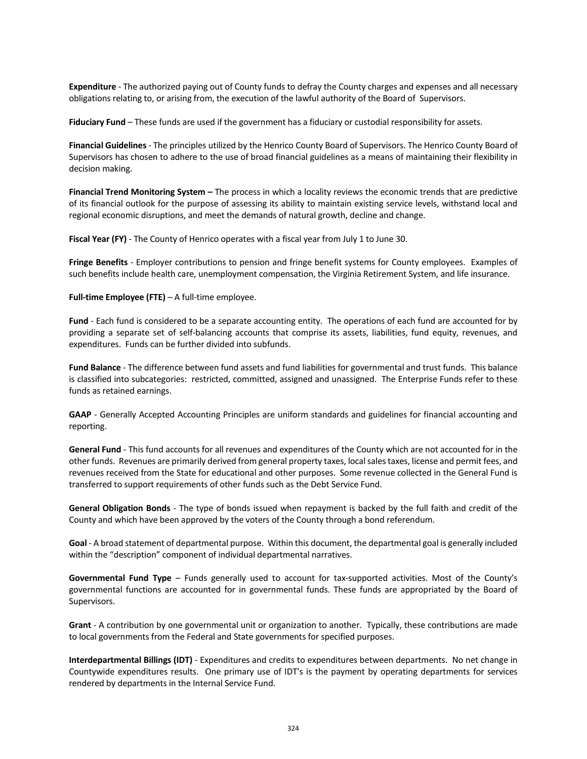**Expenditure** - The authorized paying out of County funds to defray the County charges and expenses and all necessary obligations relating to, or arising from, the execution of the lawful authority of the Board of Supervisors.

**Fiduciary Fund** – These funds are used if the government has a fiduciary or custodial responsibility for assets.

**Financial Guidelines** - The principles utilized by the Henrico County Board of Supervisors. The Henrico County Board of Supervisors has chosen to adhere to the use of broad financial guidelines as a means of maintaining their flexibility in decision making.

**Financial Trend Monitoring System –** The process in which a locality reviews the economic trends that are predictive of its financial outlook for the purpose of assessing its ability to maintain existing service levels, withstand local and regional economic disruptions, and meet the demands of natural growth, decline and change.

**Fiscal Year (FY)** - The County of Henrico operates with a fiscal year from July 1 to June 30.

**Fringe Benefits** - Employer contributions to pension and fringe benefit systems for County employees. Examples of such benefits include health care, unemployment compensation, the Virginia Retirement System, and life insurance.

**Full-time Employee (FTE)** – A full-time employee.

**Fund** - Each fund is considered to be a separate accounting entity. The operations of each fund are accounted for by providing a separate set of self-balancing accounts that comprise its assets, liabilities, fund equity, revenues, and expenditures. Funds can be further divided into subfunds.

**Fund Balance** - The difference between fund assets and fund liabilities for governmental and trust funds. This balance is classified into subcategories: restricted, committed, assigned and unassigned. The Enterprise Funds refer to these funds as retained earnings.

**GAAP** - Generally Accepted Accounting Principles are uniform standards and guidelines for financial accounting and reporting.

**General Fund** - This fund accounts for all revenues and expenditures of the County which are not accounted for in the other funds. Revenues are primarily derived from general property taxes, local sales taxes, license and permit fees, and revenues received from the State for educational and other purposes. Some revenue collected in the General Fund is transferred to support requirements of other funds such as the Debt Service Fund.

**General Obligation Bonds** - The type of bonds issued when repayment is backed by the full faith and credit of the County and which have been approved by the voters of the County through a bond referendum.

**Goal** - A broad statement of departmental purpose. Within this document, the departmental goal is generally included within the "description" component of individual departmental narratives.

**Governmental Fund Type** – Funds generally used to account for tax-supported activities. Most of the County's governmental functions are accounted for in governmental funds. These funds are appropriated by the Board of Supervisors.

**Grant** - A contribution by one governmental unit or organization to another. Typically, these contributions are made to local governments from the Federal and State governments for specified purposes.

**Interdepartmental Billings (IDT)** - Expenditures and credits to expenditures between departments. No net change in Countywide expenditures results. One primary use of IDT's is the payment by operating departments for services rendered by departments in the Internal Service Fund.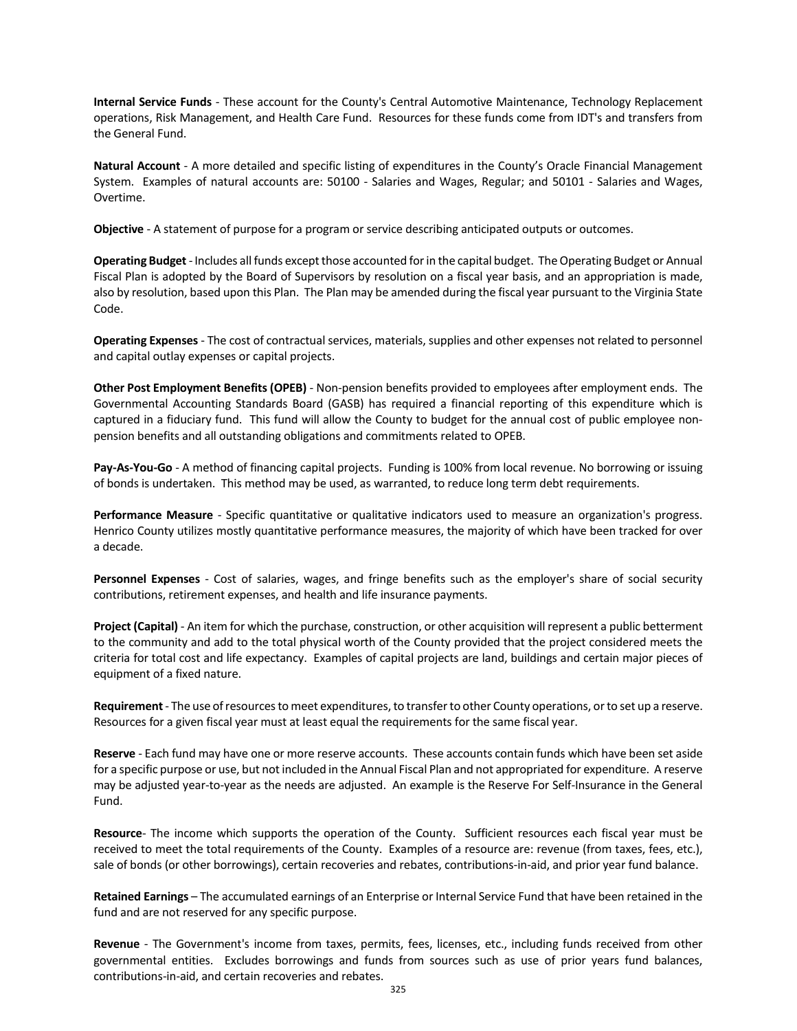**Internal Service Funds** - These account for the County's Central Automotive Maintenance, Technology Replacement operations, Risk Management, and Health Care Fund. Resources for these funds come from IDT's and transfers from the General Fund.

**Natural Account** - A more detailed and specific listing of expenditures in the County's Oracle Financial Management System. Examples of natural accounts are: 50100 - Salaries and Wages, Regular; and 50101 - Salaries and Wages, Overtime.

**Objective** - A statement of purpose for a program or service describing anticipated outputs or outcomes.

**Operating Budget** - Includes all funds except those accounted for in the capital budget. The Operating Budget or Annual Fiscal Plan is adopted by the Board of Supervisors by resolution on a fiscal year basis, and an appropriation is made, also by resolution, based upon this Plan. The Plan may be amended during the fiscal year pursuant to the Virginia State Code.

**Operating Expenses** - The cost of contractual services, materials, supplies and other expenses not related to personnel and capital outlay expenses or capital projects.

**Other Post Employment Benefits (OPEB)** - Non-pension benefits provided to employees after employment ends. The Governmental Accounting Standards Board (GASB) has required a financial reporting of this expenditure which is captured in a fiduciary fund. This fund will allow the County to budget for the annual cost of public employee non-pension benefits and all outstanding obligations and commitments related to OPEB.

**Pay-As-You-Go** - A method of financing capital projects. Funding is 100% from local revenue. No borrowing or issuing of bonds is undertaken. This method may be used, as warranted, to reduce long term debt requirements.

**Performance Measure** - Specific quantitative or qualitative indicators used to measure an organization's progress. Henrico County utilizes mostly quantitative performance measures, the majority of which have been tracked for over a decade.

**Personnel Expenses** - Cost of salaries, wages, and fringe benefits such as the employer's share of social security contributions, retirement expenses, and health and life insurance payments.

**Project (Capital)** - An item for which the purchase, construction, or other acquisition will represent a public betterment to the community and add to the total physical worth of the County provided that the project considered meets the criteria for total cost and life expectancy. Examples of capital projects are land, buildings and certain major pieces of equipment of a fixed nature.

**Requirement** - The use of resources to meet expenditures, to transfer to other County operations, or to set up a reserve. Resources for a given fiscal year must at least equal the requirements for the same fiscal year.

**Reserve** - Each fund may have one or more reserve accounts. These accounts contain funds which have been set aside for a specific purpose or use, but not included in the Annual Fiscal Plan and not appropriated for expenditure. A reserve may be adjusted year-to-year as the needs are adjusted. An example is the Reserve For Self-Insurance in the General Fund.

**Resource**- The income which supports the operation of the County. Sufficient resources each fiscal year must be received to meet the total requirements of the County. Examples of a resource are: revenue (from taxes, fees, etc.), sale of bonds (or other borrowings), certain recoveries and rebates, contributions-in-aid, and prior year fund balance.

**Retained Earnings** – The accumulated earnings of an Enterprise or Internal Service Fund that have been retained in the fund and are not reserved for any specific purpose.

**Revenue** - The Government's income from taxes, permits, fees, licenses, etc., including funds received from other governmental entities. Excludes borrowings and funds from sources such as use of prior years fund balances, contributions-in-aid, and certain recoveries and rebates.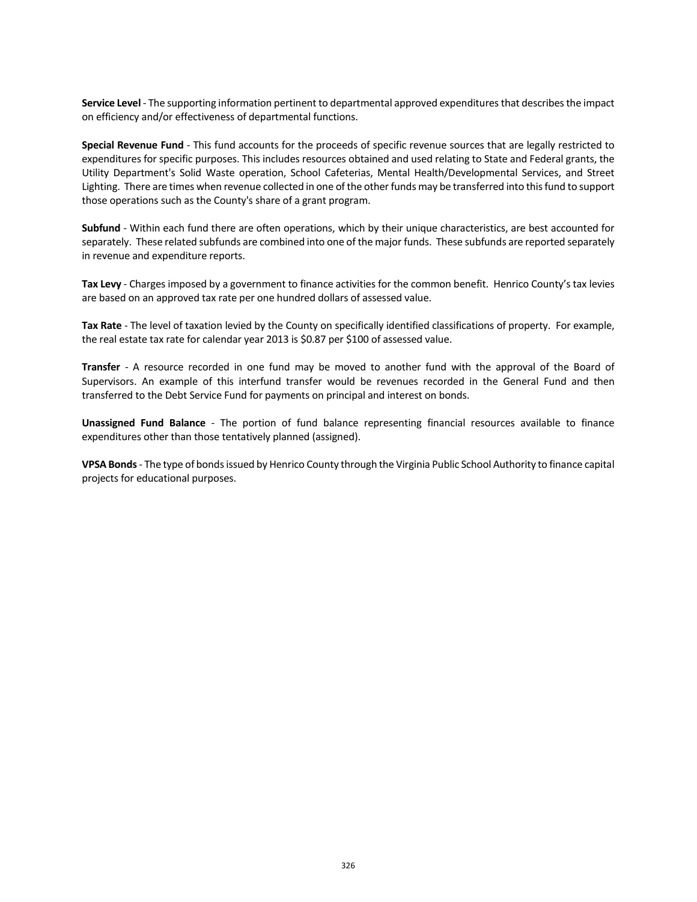**Service Level** - The supporting information pertinent to departmental approved expenditures that describes the impact on efficiency and/or effectiveness of departmental functions.

**Special Revenue Fund** - This fund accounts for the proceeds of specific revenue sources that are legally restricted to expenditures for specific purposes. This includes resources obtained and used relating to State and Federal grants, the Utility Department's Solid Waste operation, School Cafeterias, Mental Health/Developmental Services, and Street Lighting. There are times when revenue collected in one of the other funds may be transferred into this fund to support those operations such as the County's share of a grant program.

**Subfund** - Within each fund there are often operations, which by their unique characteristics, are best accounted for separately. These related subfunds are combined into one of the major funds. These subfunds are reported separately in revenue and expenditure reports.

**Tax Levy** - Charges imposed by a government to finance activities for the common benefit. Henrico County's tax levies are based on an approved tax rate per one hundred dollars of assessed value.

**Tax Rate** - The level of taxation levied by the County on specifically identified classifications of property. For example, the real estate tax rate for calendar year 2013 is $0.87 per $100 of assessed value.

**Transfer** - A resource recorded in one fund may be moved to another fund with the approval of the Board of Supervisors. An example of this interfund transfer would be revenues recorded in the General Fund and then transferred to the Debt Service Fund for payments on principal and interest on bonds.

**Unassigned Fund Balance** - The portion of fund balance representing financial resources available to finance expenditures other than those tentatively planned (assigned).

**VPSA Bonds** - The type of bonds issued by Henrico County through the Virginia Public School Authority to finance capital projects for educational purposes.